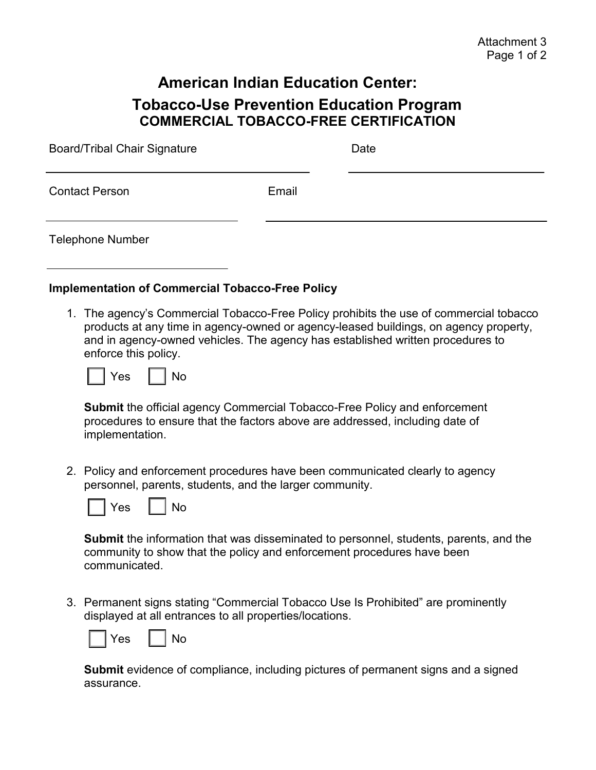Attachment 3

# American Indian Education Center:

# Tobacco-Use Prevention Education Program

## COMMERCIAL TOBACCO-FREE CERTIFICATION

Board/Tribal Chair Signature ______________________ Date ______________________

Contact Person ______________________ Email ______________________

Telephone Number ______________________

**Implementation of Commercial Tobacco-Free Policy**

1. The agency's Commercial Tobacco-Free Policy prohibits the use of commercial tobacco products at any time in agency-owned or agency-leased buildings, on agency property, and in agency-owned vehicles. The agency has established written procedures to enforce this policy.

   ☐ Yes ☐ No

   **Submit** the official agency Commercial Tobacco-Free Policy and enforcement procedures to ensure that the factors above are addressed, including date of implementation.

2. Policy and enforcement procedures have been communicated clearly to agency personnel, parents, students, and the larger community.

   ☐ Yes ☐ No

   **Submit** the information that was disseminated to personnel, students, parents, and the community to show that the policy and enforcement procedures have been communicated.

3. Permanent signs stating "Commercial Tobacco Use Is Prohibited" are prominently displayed at all entrances to all properties/locations.

   ☐ Yes ☐ No

   **Submit** evidence of compliance, including pictures of permanent signs and a signed assurance.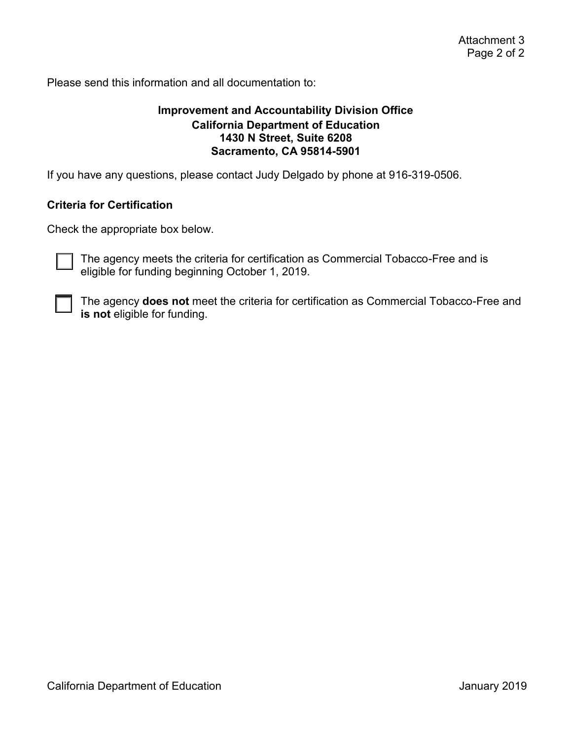Please send this information and all documentation to:

**Improvement and Accountability Division Office**
**California Department of Education**
**1430 N Street, Suite 6208**
**Sacramento, CA 95814-5901**

If you have any questions, please contact Judy Delgado by phone at 916-319-0506.

### Criteria for Certification

Check the appropriate box below.

- [ ] The agency meets the criteria for certification as Commercial Tobacco-Free and is eligible for funding beginning October 1, 2019.

- [ ] The agency **does not** meet the criteria for certification as Commercial Tobacco-Free and **is not** eligible for funding.